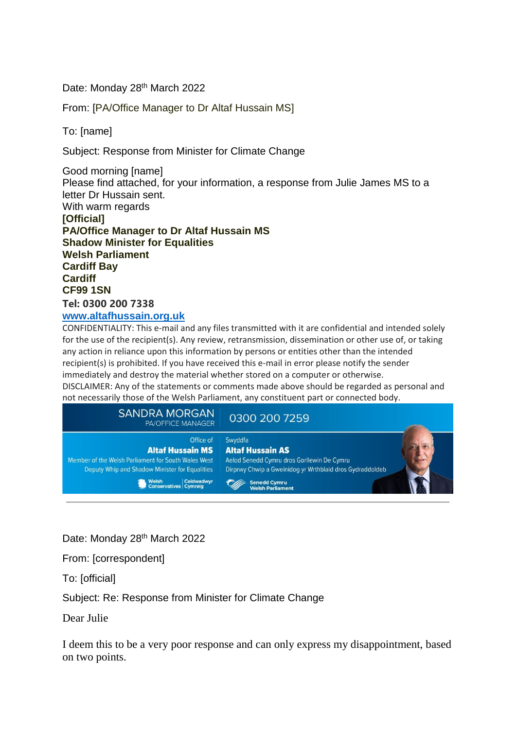Date: Monday 28th March 2022

From: [PA/Office Manager to Dr Altaf Hussain MS]

To: [name]

Subject: Response from Minister for Climate Change

Good morning [name]
Please find attached, for your information, a response from Julie James MS to a letter Dr Hussain sent.
With warm regards
**[Official]**
**PA/Office Manager to Dr Altaf Hussain MS**
**Shadow Minister for Equalities**
**Welsh Parliament**
**Cardiff Bay**
**Cardiff**
**CF99 1SN**
**Tel: 0300 200 7338**
**www.altafhussain.org.uk**

CONFIDENTIALITY: This e-mail and any files transmitted with it are confidential and intended solely for the use of the recipient(s). Any review, retransmission, dissemination or other use of, or taking any action in reliance upon this information by persons or entities other than the intended recipient(s) is prohibited. If you have received this e-mail in error please notify the sender immediately and destroy the material whether stored on a computer or otherwise.
DISCLAIMER: Any of the statements or comments made above should be regarded as personal and not necessarily those of the Welsh Parliament, any constituent part or connected body.

SANDRA MORGAN
PA/OFFICE MANAGER
0300 200 7259

Office of
**Altaf Hussain MS**
Member of the Welsh Parliament for South Wales West
Deputy Whip and Shadow Minister for Equalities
Welsh Conservatives | Ceidwadwyr Cymreig

Swyddfa
**Altaf Hussain AS**
Aelod Senedd Cymru dros Gorllewin De Cymru
Dirprwy Chwip a Gweinidog yr Wrthblaid dros Gydraddoldeb
Senedd Cymru
Welsh Parliament

---

Date: Monday 28th March 2022

From: [correspondent]

To: [official]

Subject: Re: Response from Minister for Climate Change

Dear Julie

I deem this to be a very poor response and can only express my disappointment, based on two points.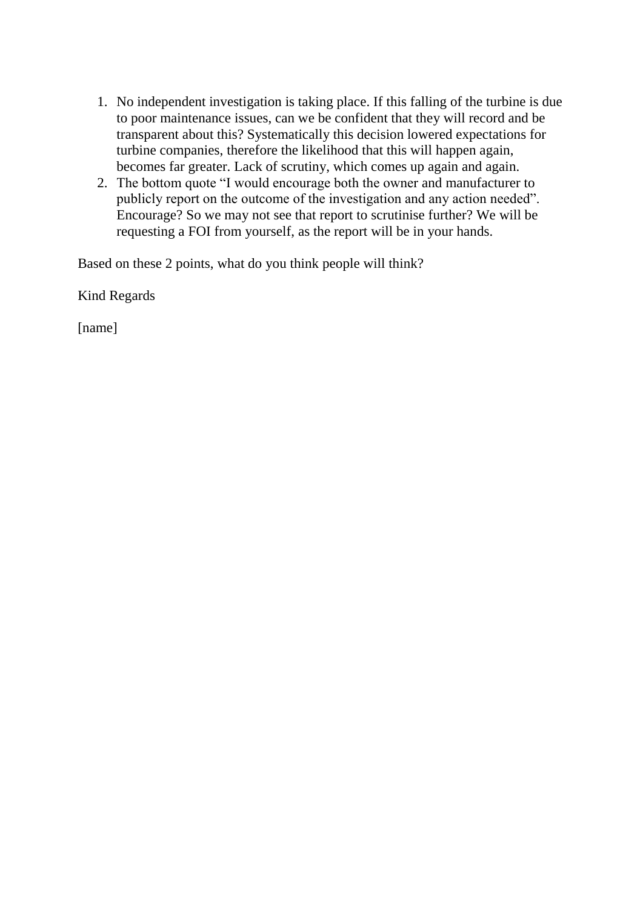1. No independent investigation is taking place. If this falling of the turbine is due to poor maintenance issues, can we be confident that they will record and be transparent about this? Systematically this decision lowered expectations for turbine companies, therefore the likelihood that this will happen again, becomes far greater. Lack of scrutiny, which comes up again and again.
2. The bottom quote "I would encourage both the owner and manufacturer to publicly report on the outcome of the investigation and any action needed". Encourage? So we may not see that report to scrutinise further? We will be requesting a FOI from yourself, as the report will be in your hands.

Based on these 2 points, what do you think people will think?

Kind Regards

[name]